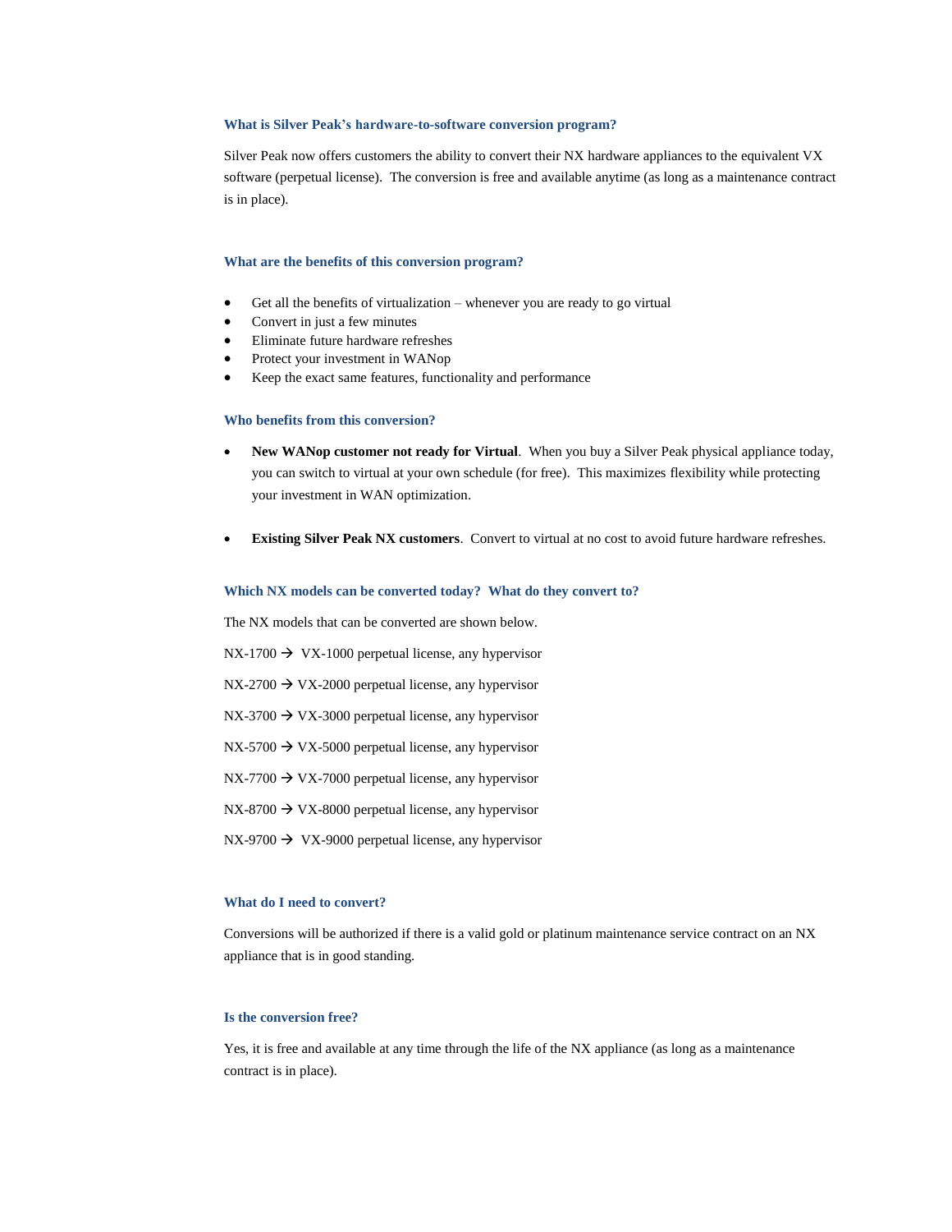### What is Silver Peak's hardware-to-software conversion program?

Silver Peak now offers customers the ability to convert their NX hardware appliances to the equivalent VX software (perpetual license). The conversion is free and available anytime (as long as a maintenance contract is in place).

### What are the benefits of this conversion program?

- Get all the benefits of virtualization – whenever you are ready to go virtual
- Convert in just a few minutes
- Eliminate future hardware refreshes
- Protect your investment in WANop
- Keep the exact same features, functionality and performance

### Who benefits from this conversion?

- **New WANop customer not ready for Virtual**. When you buy a Silver Peak physical appliance today, you can switch to virtual at your own schedule (for free). This maximizes flexibility while protecting your investment in WAN optimization.

- **Existing Silver Peak NX customers**. Convert to virtual at no cost to avoid future hardware refreshes.

### Which NX models can be converted today? What do they convert to?

The NX models that can be converted are shown below.

NX-1700 → VX-1000 perpetual license, any hypervisor

NX-2700 → VX-2000 perpetual license, any hypervisor

NX-3700 → VX-3000 perpetual license, any hypervisor

NX-5700 → VX-5000 perpetual license, any hypervisor

NX-7700 → VX-7000 perpetual license, any hypervisor

NX-8700 → VX-8000 perpetual license, any hypervisor

NX-9700 → VX-9000 perpetual license, any hypervisor

### What do I need to convert?

Conversions will be authorized if there is a valid gold or platinum maintenance service contract on an NX appliance that is in good standing.

### Is the conversion free?

Yes, it is free and available at any time through the life of the NX appliance (as long as a maintenance contract is in place).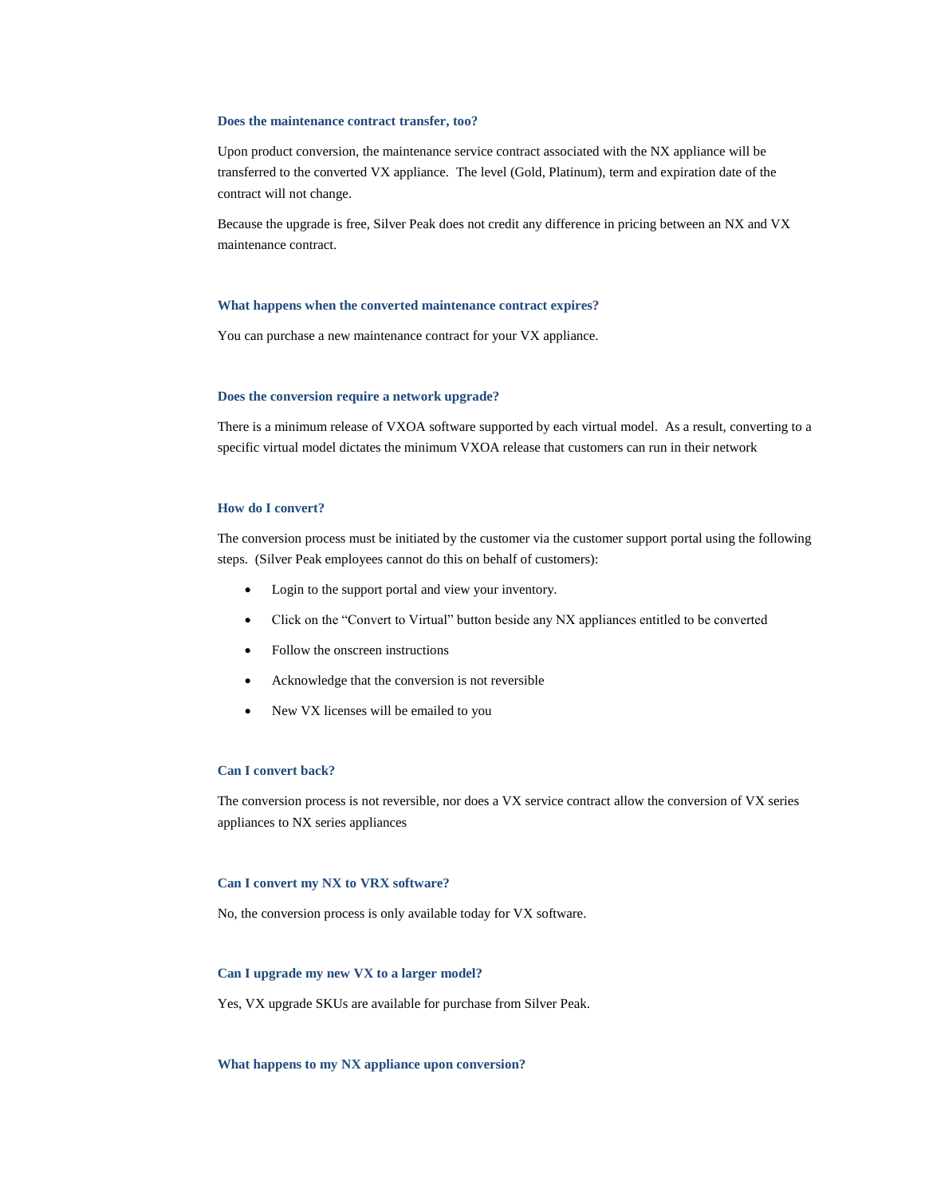### Does the maintenance contract transfer, too?

Upon product conversion, the maintenance service contract associated with the NX appliance will be transferred to the converted VX appliance. The level (Gold, Platinum), term and expiration date of the contract will not change.

Because the upgrade is free, Silver Peak does not credit any difference in pricing between an NX and VX maintenance contract.

### What happens when the converted maintenance contract expires?

You can purchase a new maintenance contract for your VX appliance.

### Does the conversion require a network upgrade?

There is a minimum release of VXOA software supported by each virtual model. As a result, converting to a specific virtual model dictates the minimum VXOA release that customers can run in their network

### How do I convert?

The conversion process must be initiated by the customer via the customer support portal using the following steps. (Silver Peak employees cannot do this on behalf of customers):

- Login to the support portal and view your inventory.
- Click on the "Convert to Virtual" button beside any NX appliances entitled to be converted
- Follow the onscreen instructions
- Acknowledge that the conversion is not reversible
- New VX licenses will be emailed to you

### Can I convert back?

The conversion process is not reversible, nor does a VX service contract allow the conversion of VX series appliances to NX series appliances

### Can I convert my NX to VRX software?

No, the conversion process is only available today for VX software.

### Can I upgrade my new VX to a larger model?

Yes, VX upgrade SKUs are available for purchase from Silver Peak.

### What happens to my NX appliance upon conversion?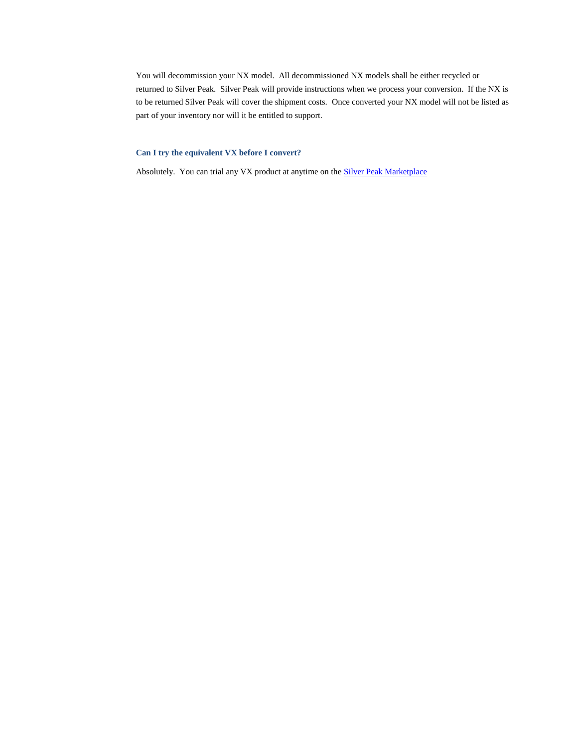You will decommission your NX model. All decommissioned NX models shall be either recycled or returned to Silver Peak. Silver Peak will provide instructions when we process your conversion. If the NX is to be returned Silver Peak will cover the shipment costs. Once converted your NX model will not be listed as part of your inventory nor will it be entitled to support.

### Can I try the equivalent VX before I convert?

Absolutely. You can trial any VX product at anytime on the Silver Peak Marketplace